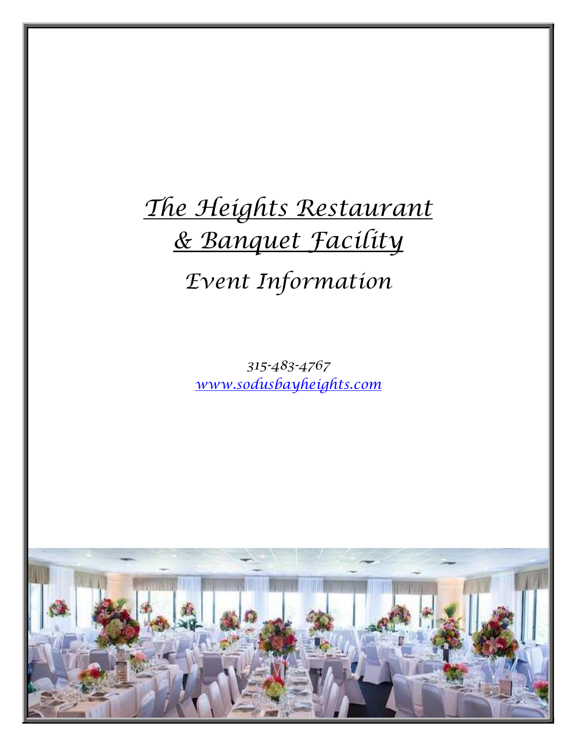# *The Heights Restaurant & Banquet Facility*

## *Event Information*

*315-483-4767*
*www.sodusbayheights.com*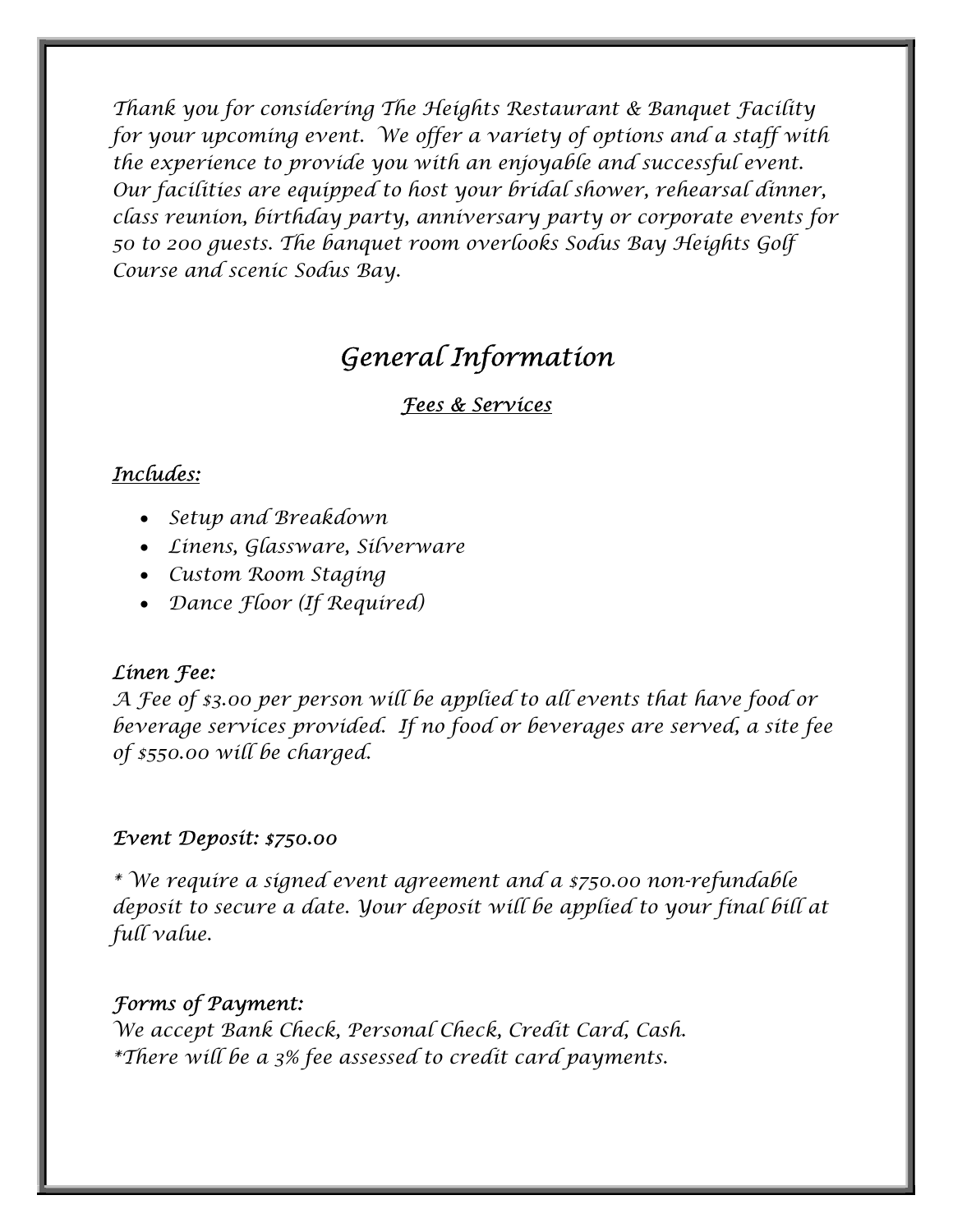*Thank you for considering The Heights Restaurant & Banquet Facility for your upcoming event. We offer a variety of options and a staff with the experience to provide you with an enjoyable and successful event. Our facilities are equipped to host your bridal shower, rehearsal dinner, class reunion, birthday party, anniversary party or corporate events for 50 to 200 guests. The banquet room overlooks Sodus Bay Heights Golf Course and scenic Sodus Bay.*

# *General Information*

## *Fees & Services*

*Includes:*

- *Setup and Breakdown*
- *Linens, Glassware, Silverware*
- *Custom Room Staging*
- *Dance Floor (If Required)*

*Linen Fee:*
*A Fee of $3.00 per person will be applied to all events that have food or beverage services provided. If no food or beverages are served, a site fee of $550.00 will be charged.*

*Event Deposit: $750.00*

** We require a signed event agreement and a $750.00 non-refundable deposit to secure a date. Your deposit will be applied to your final bill at full value.*

*Forms of Payment:*
*We accept Bank Check, Personal Check, Credit Card, Cash.*
**There will be a 3% fee assessed to credit card payments.*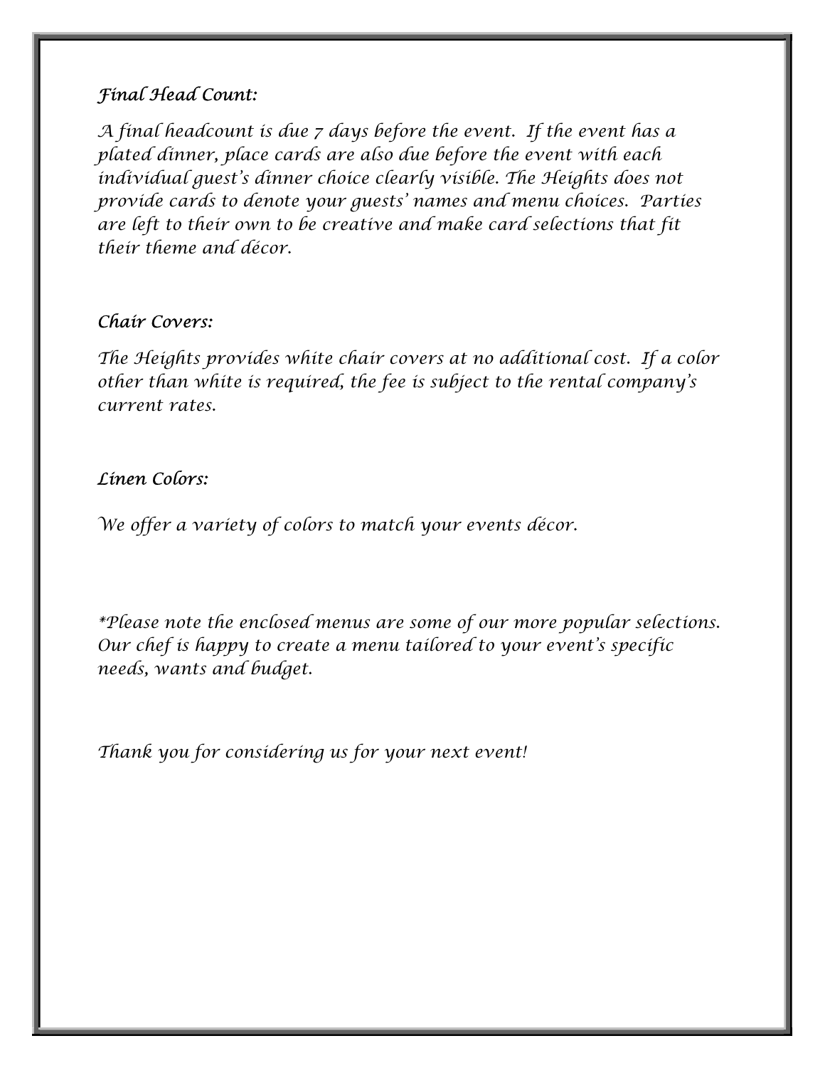### *Final Head Count:*

*A final headcount is due 7 days before the event. If the event has a plated dinner, place cards are also due before the event with each individual guest's dinner choice clearly visible. The Heights does not provide cards to denote your guests' names and menu choices. Parties are left to their own to be creative and make card selections that fit their theme and décor.*

### *Chair Covers:*

*The Heights provides white chair covers at no additional cost. If a color other than white is required, the fee is subject to the rental company's current rates.*

### *Linen Colors:*

*We offer a variety of colors to match your events décor.*

**Please note the enclosed menus are some of our more popular selections. Our chef is happy to create a menu tailored to your event's specific needs, wants and budget.*

*Thank you for considering us for your next event!*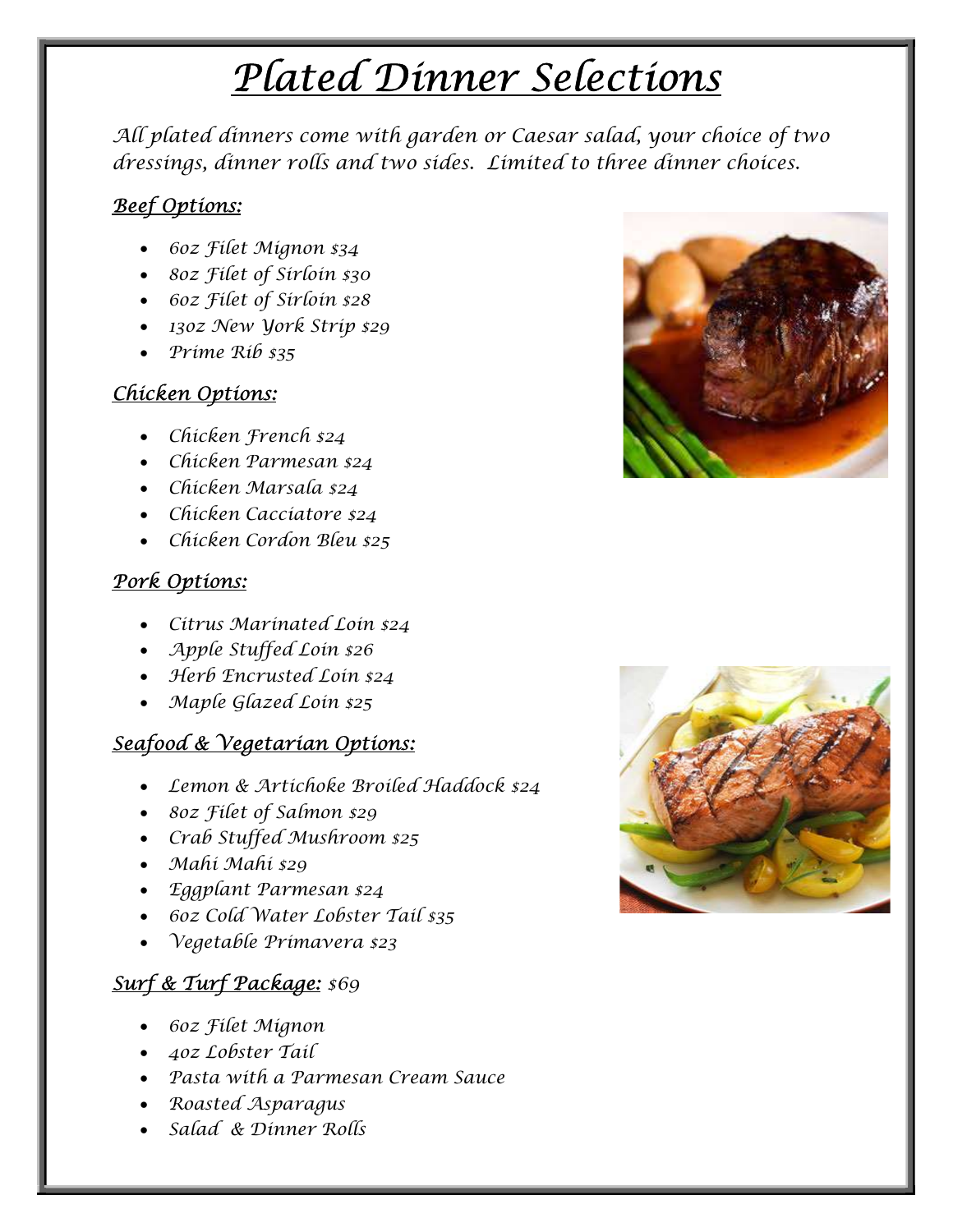# Plated Dinner Selections

*All plated dinners come with garden or Caesar salad, your choice of two dressings, dinner rolls and two sides. Limited to three dinner choices.*

## Beef Options:

- 6oz Filet Mignon $34
- 8oz Filet of Sirloin $30
- 6oz Filet of Sirloin $28
- 13oz New York Strip $29
- Prime Rib $35

## Chicken Options:

- Chicken French $24
- Chicken Parmesan $24
- Chicken Marsala $24
- Chicken Cacciatore $24
- Chicken Cordon Bleu $25

## Pork Options:

- Citrus Marinated Loin $24
- Apple Stuffed Loin $26
- Herb Encrusted Loin $24
- Maple Glazed Loin $25

## Seafood & Vegetarian Options:

- Lemon & Artichoke Broiled Haddock $24
- 8oz Filet of Salmon $29
- Crab Stuffed Mushroom $25
- Mahi Mahi $29
- Eggplant Parmesan $24
- 6oz Cold Water Lobster Tail $35
- Vegetable Primavera $23

## Surf & Turf Package: $69

- 6oz Filet Mignon
- 4oz Lobster Tail
- Pasta with a Parmesan Cream Sauce
- Roasted Asparagus
- Salad & Dinner Rolls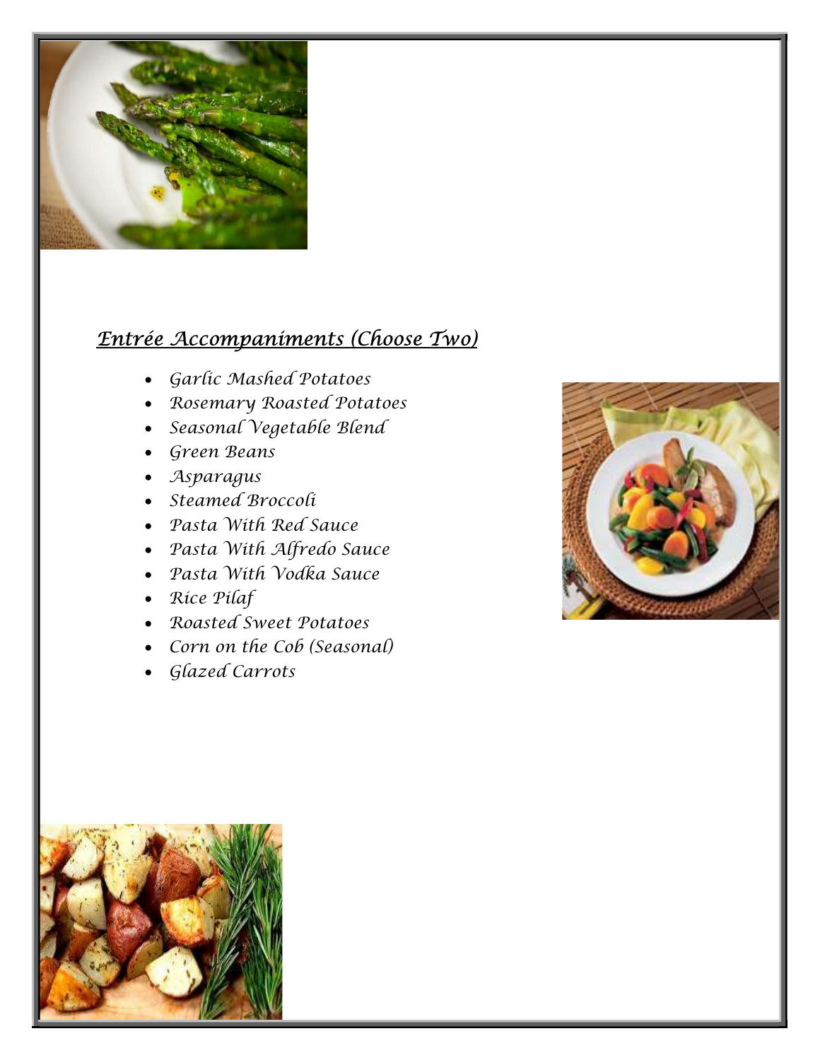## *Entrée Accompaniments (Choose Two)*

- *Garlic Mashed Potatoes*
- *Rosemary Roasted Potatoes*
- *Seasonal Vegetable Blend*
- *Green Beans*
- *Asparagus*
- *Steamed Broccoli*
- *Pasta With Red Sauce*
- *Pasta With Alfredo Sauce*
- *Pasta With Vodka Sauce*
- *Rice Pilaf*
- *Roasted Sweet Potatoes*
- *Corn on the Cob (Seasonal)*
- *Glazed Carrots*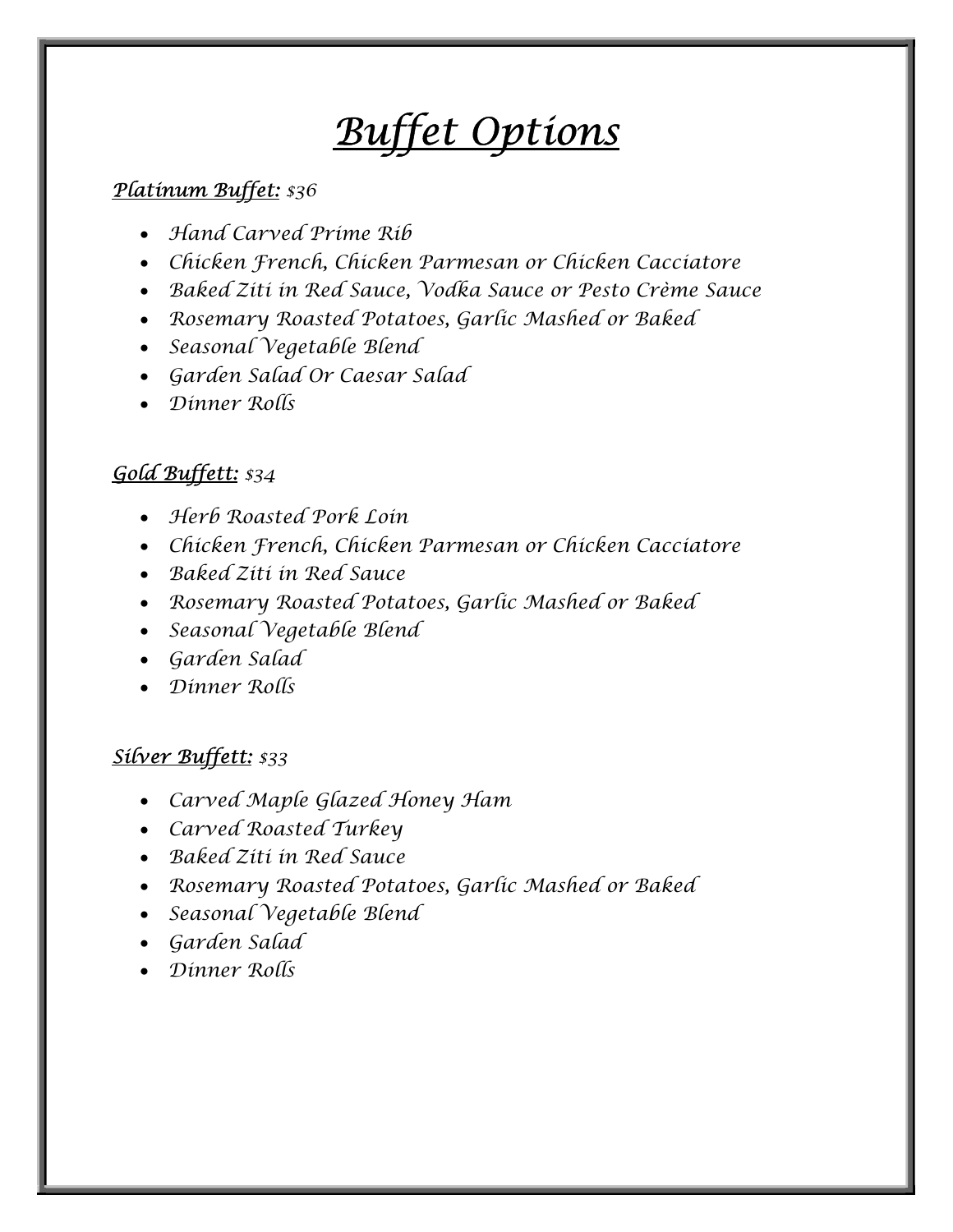# *Buffet Options*

***Platinum Buffet:*** *$36*

- *Hand Carved Prime Rib*
- *Chicken French, Chicken Parmesan or Chicken Cacciatore*
- *Baked Ziti in Red Sauce, Vodka Sauce or Pesto Crème Sauce*
- *Rosemary Roasted Potatoes, Garlic Mashed or Baked*
- *Seasonal Vegetable Blend*
- *Garden Salad Or Caesar Salad*
- *Dinner Rolls*

***Gold Buffett:*** *$34*

- *Herb Roasted Pork Loin*
- *Chicken French, Chicken Parmesan or Chicken Cacciatore*
- *Baked Ziti in Red Sauce*
- *Rosemary Roasted Potatoes, Garlic Mashed or Baked*
- *Seasonal Vegetable Blend*
- *Garden Salad*
- *Dinner Rolls*

***Silver Buffett:*** *$33*

- *Carved Maple Glazed Honey Ham*
- *Carved Roasted Turkey*
- *Baked Ziti in Red Sauce*
- *Rosemary Roasted Potatoes, Garlic Mashed or Baked*
- *Seasonal Vegetable Blend*
- *Garden Salad*
- *Dinner Rolls*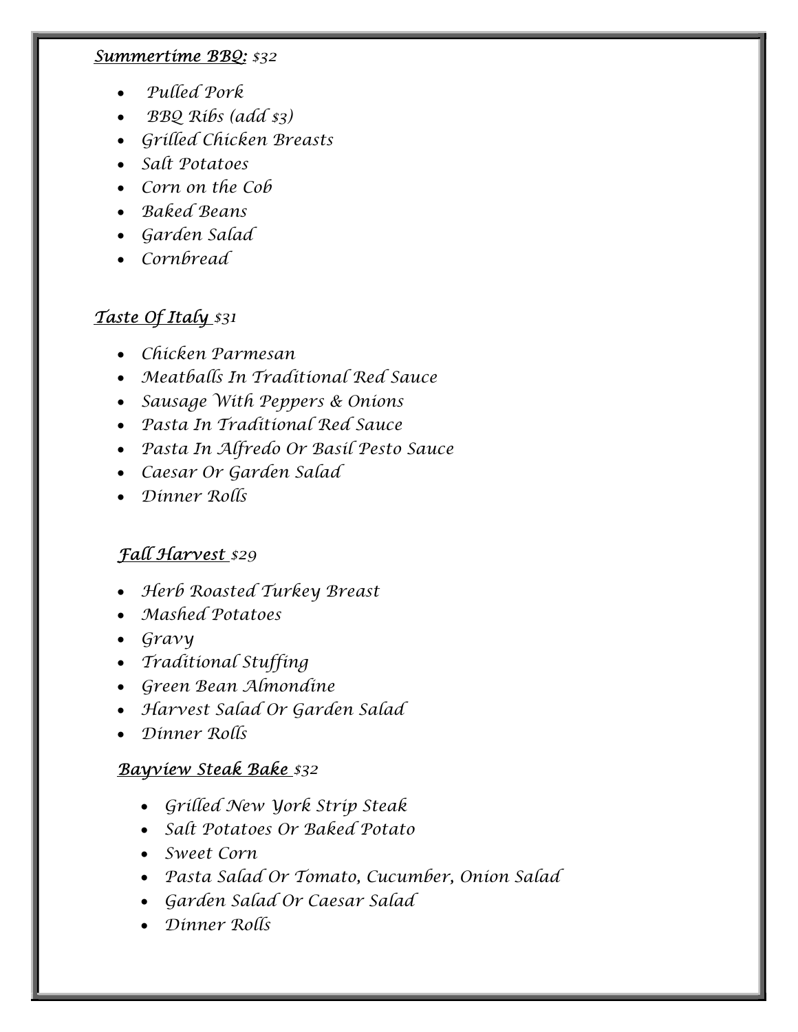***Summertime BBQ:*** *$32*

- *Pulled Pork*
- *BBQ Ribs (add $3)*
- *Grilled Chicken Breasts*
- *Salt Potatoes*
- *Corn on the Cob*
- *Baked Beans*
- *Garden Salad*
- *Cornbread*

***Taste Of Italy*** *$31*

- *Chicken Parmesan*
- *Meatballs In Traditional Red Sauce*
- *Sausage With Peppers & Onions*
- *Pasta In Traditional Red Sauce*
- *Pasta In Alfredo Or Basil Pesto Sauce*
- *Caesar Or Garden Salad*
- *Dinner Rolls*

***Fall Harvest*** *$29*

- *Herb Roasted Turkey Breast*
- *Mashed Potatoes*
- *Gravy*
- *Traditional Stuffing*
- *Green Bean Almondine*
- *Harvest Salad Or Garden Salad*
- *Dinner Rolls*

***Bayview Steak Bake*** *$32*

- *Grilled New York Strip Steak*
- *Salt Potatoes Or Baked Potato*
- *Sweet Corn*
- *Pasta Salad Or Tomato, Cucumber, Onion Salad*
- *Garden Salad Or Caesar Salad*
- *Dinner Rolls*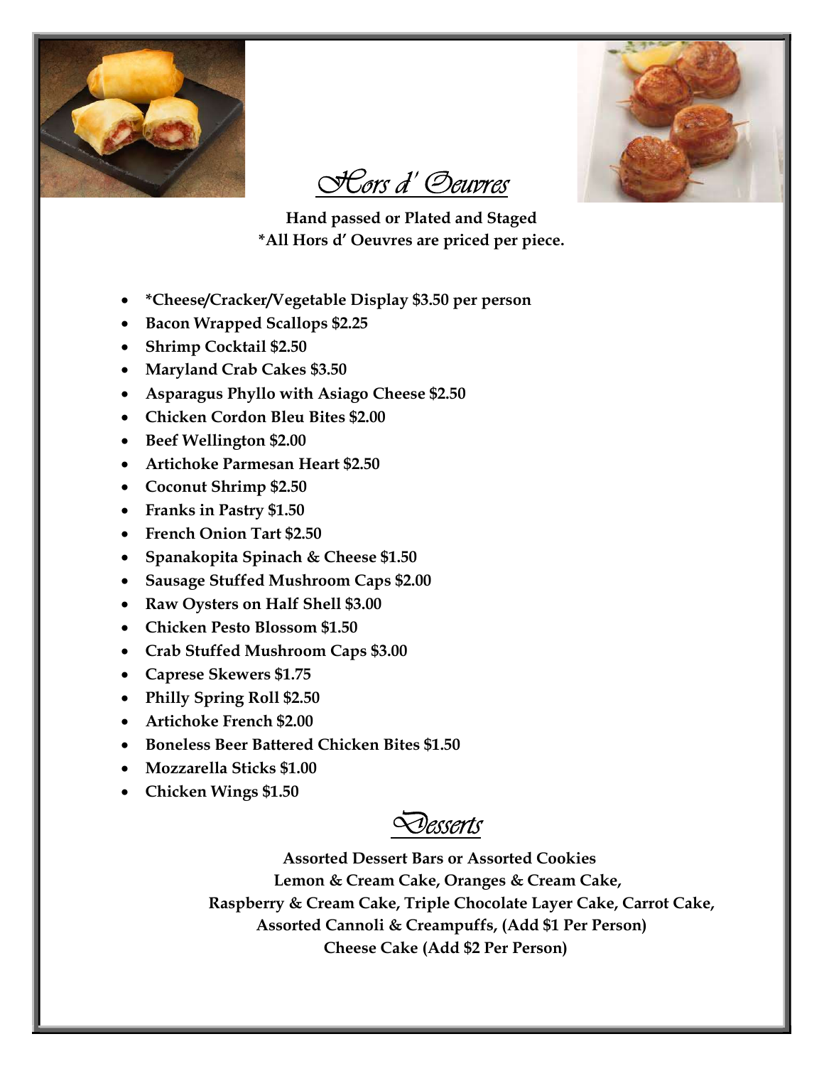# Hors d' Oeuvres

**Hand passed or Plated and Staged**
**\*All Hors d' Oeuvres are priced per piece.**

- **\*Cheese/Cracker/Vegetable Display $3.50 per person**
- **Bacon Wrapped Scallops $2.25**
- **Shrimp Cocktail $2.50**
- **Maryland Crab Cakes $3.50**
- **Asparagus Phyllo with Asiago Cheese $2.50**
- **Chicken Cordon Bleu Bites $2.00**
- **Beef Wellington $2.00**
- **Artichoke Parmesan Heart $2.50**
- **Coconut Shrimp $2.50**
- **Franks in Pastry $1.50**
- **French Onion Tart $2.50**
- **Spanakopita Spinach & Cheese $1.50**
- **Sausage Stuffed Mushroom Caps $2.00**
- **Raw Oysters on Half Shell $3.00**
- **Chicken Pesto Blossom $1.50**
- **Crab Stuffed Mushroom Caps $3.00**
- **Caprese Skewers $1.75**
- **Philly Spring Roll $2.50**
- **Artichoke French $2.00**
- **Boneless Beer Battered Chicken Bites $1.50**
- **Mozzarella Sticks $1.00**
- **Chicken Wings $1.50**

# Desserts

**Assorted Dessert Bars or Assorted Cookies**
**Lemon & Cream Cake, Oranges & Cream Cake,**
**Raspberry & Cream Cake, Triple Chocolate Layer Cake, Carrot Cake,**
**Assorted Cannoli & Creampuffs, (Add $1 Per Person)**
**Cheese Cake (Add $2 Per Person)**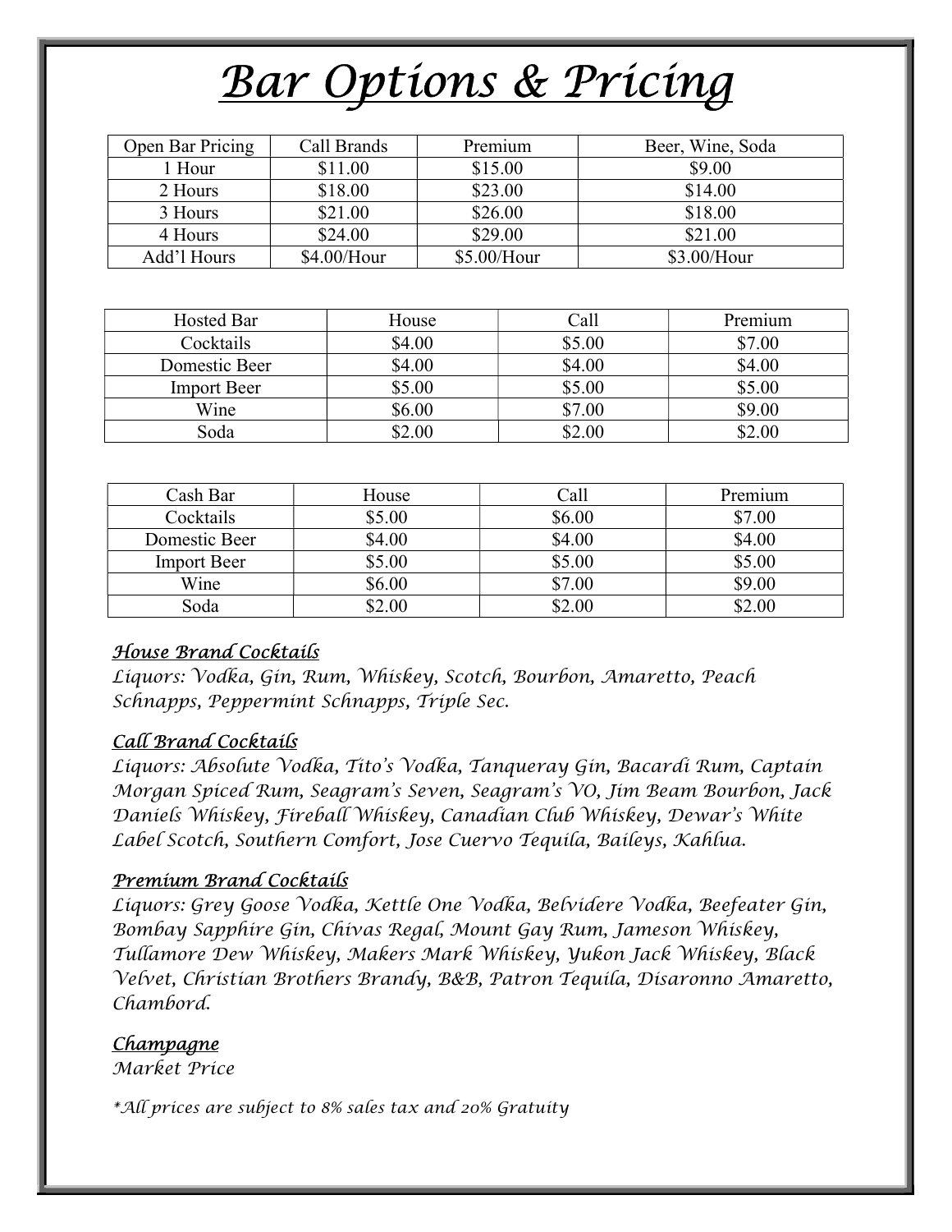# *Bar Options & Pricing*

| Open Bar Pricing | Call Brands | Premium | Beer, Wine, Soda |
|---|---|---|---|
| 1 Hour | $11.00 | $15.00 | $9.00 |
| 2 Hours | $18.00 | $23.00 | $14.00 |
| 3 Hours | $21.00 | $26.00 | $18.00 |
| 4 Hours | $24.00 | $29.00 | $21.00 |
| Add'l Hours | $4.00/Hour | $5.00/Hour | $3.00/Hour |

| Hosted Bar | House | Call | Premium |
|---|---|---|---|
| Cocktails | $4.00 | $5.00 | $7.00 |
| Domestic Beer | $4.00 | $4.00 | $4.00 |
| Import Beer | $5.00 | $5.00 | $5.00 |
| Wine | $6.00 | $7.00 | $9.00 |
| Soda | $2.00 | $2.00 | $2.00 |

| Cash Bar | House | Call | Premium |
|---|---|---|---|
| Cocktails | $5.00 | $6.00 | $7.00 |
| Domestic Beer | $4.00 | $4.00 | $4.00 |
| Import Beer | $5.00 | $5.00 | $5.00 |
| Wine | $6.00 | $7.00 | $9.00 |
| Soda | $2.00 | $2.00 | $2.00 |

***House Brand Cocktails***

*Liquors: Vodka, Gin, Rum, Whiskey, Scotch, Bourbon, Amaretto, Peach Schnapps, Peppermint Schnapps, Triple Sec.*

***Call Brand Cocktails***

*Liquors: Absolute Vodka, Tito's Vodka, Tanqueray Gin, Bacardi Rum, Captain Morgan Spiced Rum, Seagram's Seven, Seagram's VO, Jim Beam Bourbon, Jack Daniels Whiskey, Fireball Whiskey, Canadian Club Whiskey, Dewar's White Label Scotch, Southern Comfort, Jose Cuervo Tequila, Baileys, Kahlua.*

***Premium Brand Cocktails***

*Liquors: Grey Goose Vodka, Kettle One Vodka, Belvidere Vodka, Beefeater Gin, Bombay Sapphire Gin, Chivas Regal, Mount Gay Rum, Jameson Whiskey, Tullamore Dew Whiskey, Makers Mark Whiskey, Yukon Jack Whiskey, Black Velvet, Christian Brothers Brandy, B&B, Patron Tequila, Disaronno Amaretto, Chambord.*

***Champagne***

*Market Price*

*\*All prices are subject to 8% sales tax and 20% Gratuity*